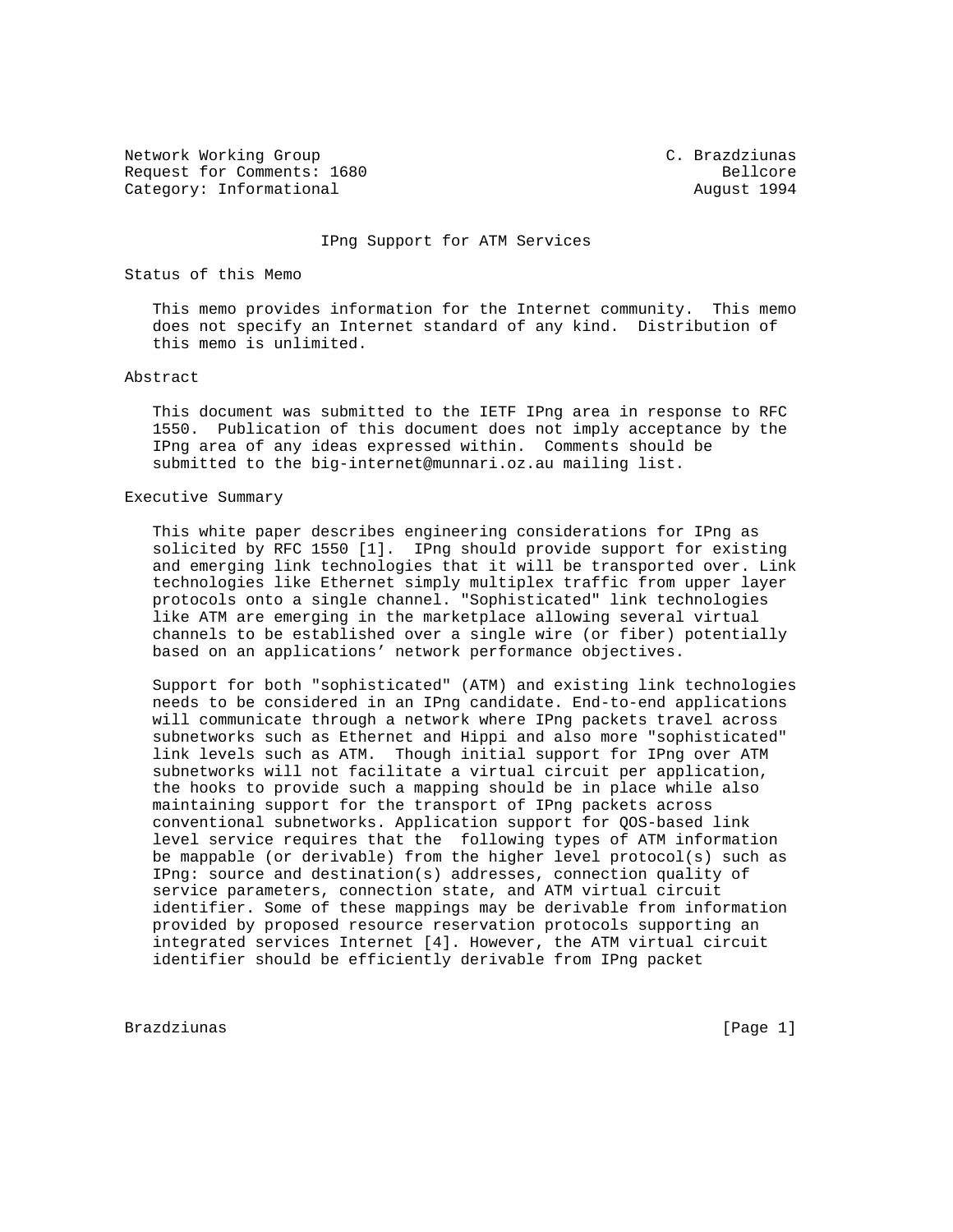Network Working Group C. Brazdziunas
Request for Comments: 1680 Bellcore
Category: Informational August 1994

# IPng Support for ATM Services

## Status of this Memo

This memo provides information for the Internet community. This memo does not specify an Internet standard of any kind. Distribution of this memo is unlimited.

## Abstract

This document was submitted to the IETF IPng area in response to RFC 1550. Publication of this document does not imply acceptance by the IPng area of any ideas expressed within. Comments should be submitted to the big-internet@munnari.oz.au mailing list.

## Executive Summary

This white paper describes engineering considerations for IPng as solicited by RFC 1550 [1]. IPng should provide support for existing and emerging link technologies that it will be transported over. Link technologies like Ethernet simply multiplex traffic from upper layer protocols onto a single channel. "Sophisticated" link technologies like ATM are emerging in the marketplace allowing several virtual channels to be established over a single wire (or fiber) potentially based on an applications' network performance objectives.

Support for both "sophisticated" (ATM) and existing link technologies needs to be considered in an IPng candidate. End-to-end applications will communicate through a network where IPng packets travel across subnetworks such as Ethernet and Hippi and also more "sophisticated" link levels such as ATM. Though initial support for IPng over ATM subnetworks will not facilitate a virtual circuit per application, the hooks to provide such a mapping should be in place while also maintaining support for the transport of IPng packets across conventional subnetworks. Application support for QOS-based link level service requires that the following types of ATM information be mappable (or derivable) from the higher level protocol(s) such as IPng: source and destination(s) addresses, connection quality of service parameters, connection state, and ATM virtual circuit identifier. Some of these mappings may be derivable from information provided by proposed resource reservation protocols supporting an integrated services Internet [4]. However, the ATM virtual circuit identifier should be efficiently derivable from IPng packet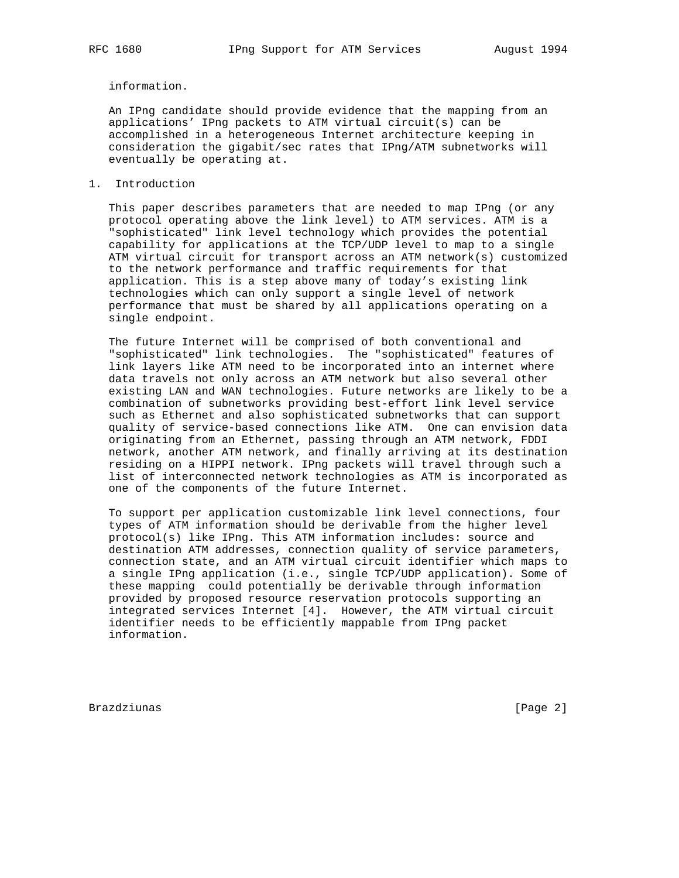information.

An IPng candidate should provide evidence that the mapping from an applications' IPng packets to ATM virtual circuit(s) can be accomplished in a heterogeneous Internet architecture keeping in consideration the gigabit/sec rates that IPng/ATM subnetworks will eventually be operating at.

## 1. Introduction

This paper describes parameters that are needed to map IPng (or any protocol operating above the link level) to ATM services. ATM is a "sophisticated" link level technology which provides the potential capability for applications at the TCP/UDP level to map to a single ATM virtual circuit for transport across an ATM network(s) customized to the network performance and traffic requirements for that application. This is a step above many of today's existing link technologies which can only support a single level of network performance that must be shared by all applications operating on a single endpoint.

The future Internet will be comprised of both conventional and "sophisticated" link technologies. The "sophisticated" features of link layers like ATM need to be incorporated into an internet where data travels not only across an ATM network but also several other existing LAN and WAN technologies. Future networks are likely to be a combination of subnetworks providing best-effort link level service such as Ethernet and also sophisticated subnetworks that can support quality of service-based connections like ATM. One can envision data originating from an Ethernet, passing through an ATM network, FDDI network, another ATM network, and finally arriving at its destination residing on a HIPPI network. IPng packets will travel through such a list of interconnected network technologies as ATM is incorporated as one of the components of the future Internet.

To support per application customizable link level connections, four types of ATM information should be derivable from the higher level protocol(s) like IPng. This ATM information includes: source and destination ATM addresses, connection quality of service parameters, connection state, and an ATM virtual circuit identifier which maps to a single IPng application (i.e., single TCP/UDP application). Some of these mapping could potentially be derivable through information provided by proposed resource reservation protocols supporting an integrated services Internet [4]. However, the ATM virtual circuit identifier needs to be efficiently mappable from IPng packet information.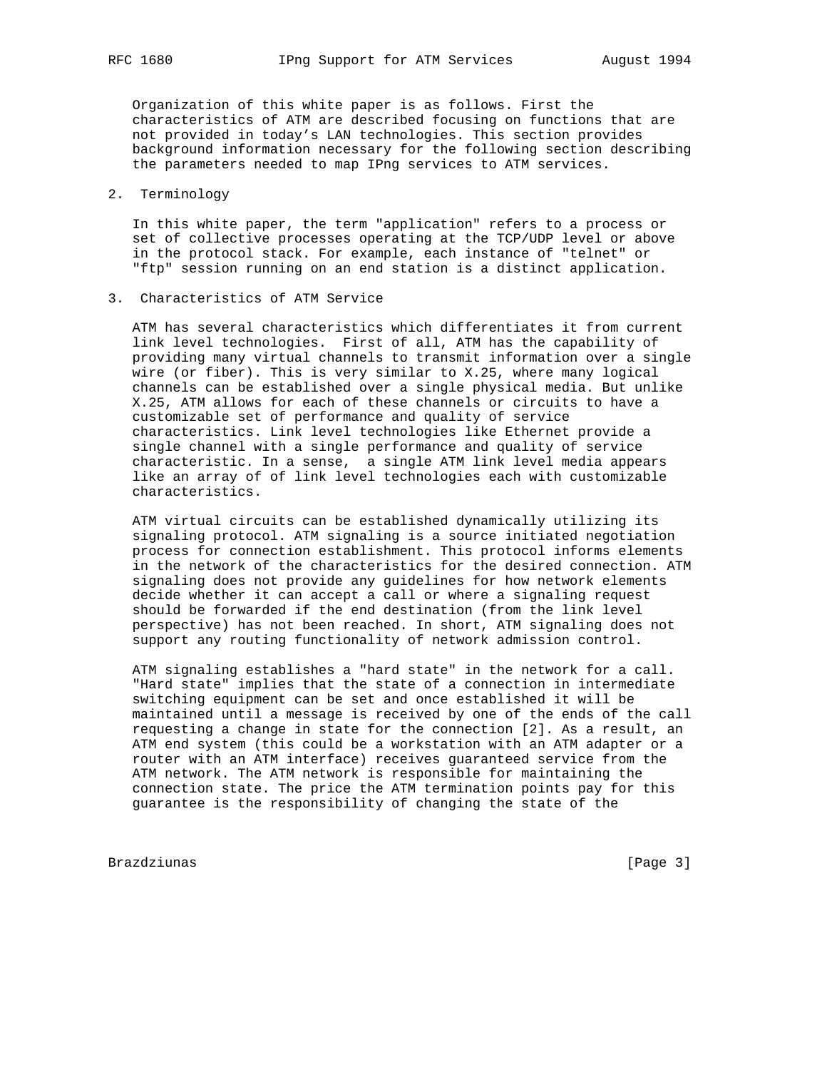Organization of this white paper is as follows. First the characteristics of ATM are described focusing on functions that are not provided in today's LAN technologies. This section provides background information necessary for the following section describing the parameters needed to map IPng services to ATM services.

## 2. Terminology

In this white paper, the term "application" refers to a process or set of collective processes operating at the TCP/UDP level or above in the protocol stack. For example, each instance of "telnet" or "ftp" session running on an end station is a distinct application.

## 3. Characteristics of ATM Service

ATM has several characteristics which differentiates it from current link level technologies. First of all, ATM has the capability of providing many virtual channels to transmit information over a single wire (or fiber). This is very similar to X.25, where many logical channels can be established over a single physical media. But unlike X.25, ATM allows for each of these channels or circuits to have a customizable set of performance and quality of service characteristics. Link level technologies like Ethernet provide a single channel with a single performance and quality of service characteristic. In a sense, a single ATM link level media appears like an array of of link level technologies each with customizable characteristics.

ATM virtual circuits can be established dynamically utilizing its signaling protocol. ATM signaling is a source initiated negotiation process for connection establishment. This protocol informs elements in the network of the characteristics for the desired connection. ATM signaling does not provide any guidelines for how network elements decide whether it can accept a call or where a signaling request should be forwarded if the end destination (from the link level perspective) has not been reached. In short, ATM signaling does not support any routing functionality of network admission control.

ATM signaling establishes a "hard state" in the network for a call. "Hard state" implies that the state of a connection in intermediate switching equipment can be set and once established it will be maintained until a message is received by one of the ends of the call requesting a change in state for the connection [2]. As a result, an ATM end system (this could be a workstation with an ATM adapter or a router with an ATM interface) receives guaranteed service from the ATM network. The ATM network is responsible for maintaining the connection state. The price the ATM termination points pay for this guarantee is the responsibility of changing the state of the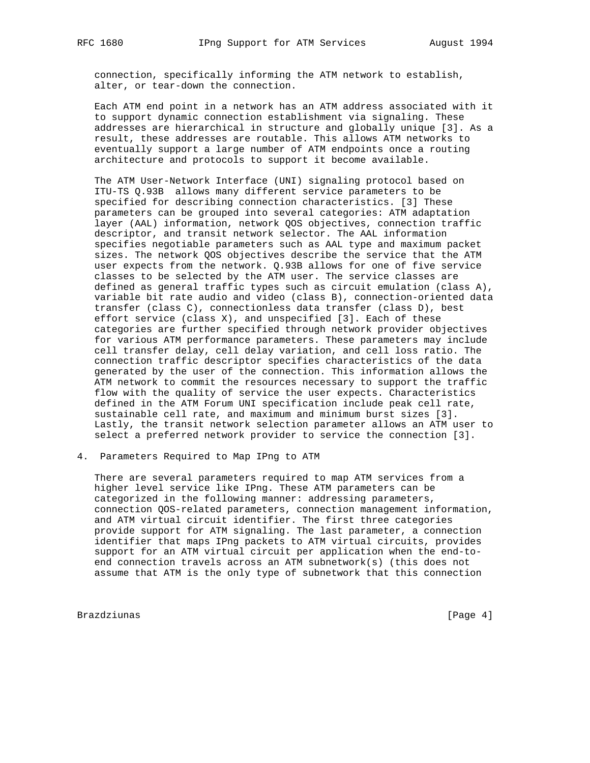connection, specifically informing the ATM network to establish, alter, or tear-down the connection.

Each ATM end point in a network has an ATM address associated with it to support dynamic connection establishment via signaling. These addresses are hierarchical in structure and globally unique [3]. As a result, these addresses are routable. This allows ATM networks to eventually support a large number of ATM endpoints once a routing architecture and protocols to support it become available.

The ATM User-Network Interface (UNI) signaling protocol based on ITU-TS Q.93B allows many different service parameters to be specified for describing connection characteristics. [3] These parameters can be grouped into several categories: ATM adaptation layer (AAL) information, network QOS objectives, connection traffic descriptor, and transit network selector. The AAL information specifies negotiable parameters such as AAL type and maximum packet sizes. The network QOS objectives describe the service that the ATM user expects from the network. Q.93B allows for one of five service classes to be selected by the ATM user. The service classes are defined as general traffic types such as circuit emulation (class A), variable bit rate audio and video (class B), connection-oriented data transfer (class C), connectionless data transfer (class D), best effort service (class X), and unspecified [3]. Each of these categories are further specified through network provider objectives for various ATM performance parameters. These parameters may include cell transfer delay, cell delay variation, and cell loss ratio. The connection traffic descriptor specifies characteristics of the data generated by the user of the connection. This information allows the ATM network to commit the resources necessary to support the traffic flow with the quality of service the user expects. Characteristics defined in the ATM Forum UNI specification include peak cell rate, sustainable cell rate, and maximum and minimum burst sizes [3]. Lastly, the transit network selection parameter allows an ATM user to select a preferred network provider to service the connection [3].

## 4. Parameters Required to Map IPng to ATM

There are several parameters required to map ATM services from a higher level service like IPng. These ATM parameters can be categorized in the following manner: addressing parameters, connection QOS-related parameters, connection management information, and ATM virtual circuit identifier. The first three categories provide support for ATM signaling. The last parameter, a connection identifier that maps IPng packets to ATM virtual circuits, provides support for an ATM virtual circuit per application when the end-to-end connection travels across an ATM subnetwork(s) (this does not assume that ATM is the only type of subnetwork that this connection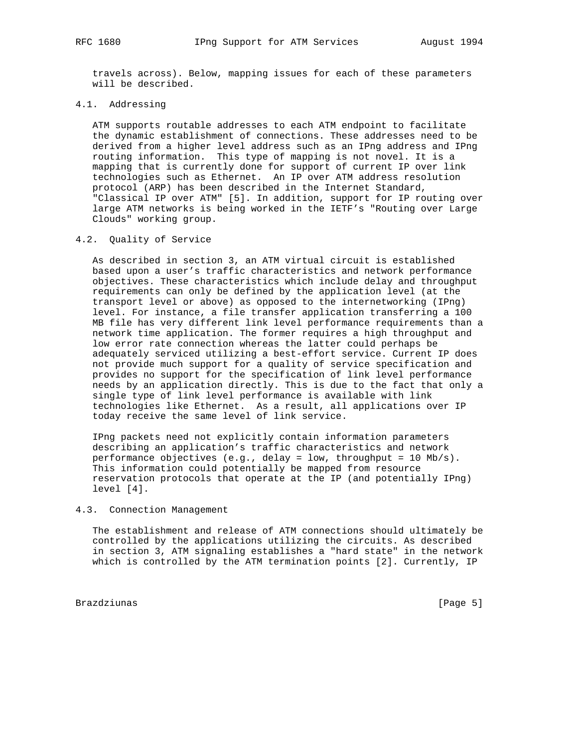travels across). Below, mapping issues for each of these parameters will be described.

### 4.1. Addressing

ATM supports routable addresses to each ATM endpoint to facilitate the dynamic establishment of connections. These addresses need to be derived from a higher level address such as an IPng address and IPng routing information. This type of mapping is not novel. It is a mapping that is currently done for support of current IP over link technologies such as Ethernet. An IP over ATM address resolution protocol (ARP) has been described in the Internet Standard, "Classical IP over ATM" [5]. In addition, support for IP routing over large ATM networks is being worked in the IETF's "Routing over Large Clouds" working group.

### 4.2. Quality of Service

As described in section 3, an ATM virtual circuit is established based upon a user's traffic characteristics and network performance objectives. These characteristics which include delay and throughput requirements can only be defined by the application level (at the transport level or above) as opposed to the internetworking (IPng) level. For instance, a file transfer application transferring a 100 MB file has very different link level performance requirements than a network time application. The former requires a high throughput and low error rate connection whereas the latter could perhaps be adequately serviced utilizing a best-effort service. Current IP does not provide much support for a quality of service specification and provides no support for the specification of link level performance needs by an application directly. This is due to the fact that only a single type of link level performance is available with link technologies like Ethernet. As a result, all applications over IP today receive the same level of link service.

IPng packets need not explicitly contain information parameters describing an application's traffic characteristics and network performance objectives (e.g., delay = low, throughput = 10 Mb/s). This information could potentially be mapped from resource reservation protocols that operate at the IP (and potentially IPng) level [4].

### 4.3. Connection Management

The establishment and release of ATM connections should ultimately be controlled by the applications utilizing the circuits. As described in section 3, ATM signaling establishes a "hard state" in the network which is controlled by the ATM termination points [2]. Currently, IP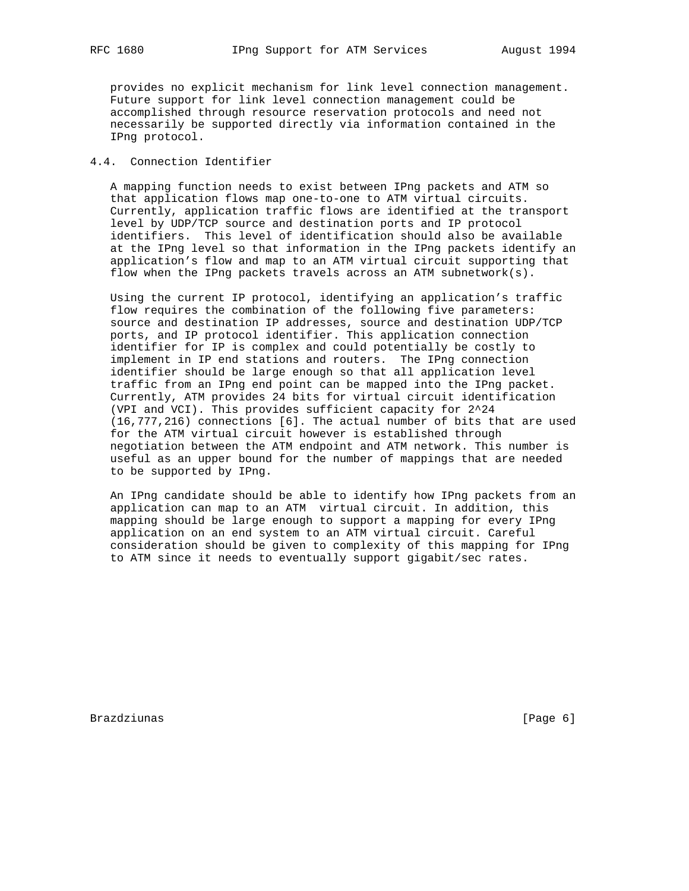provides no explicit mechanism for link level connection management. Future support for link level connection management could be accomplished through resource reservation protocols and need not necessarily be supported directly via information contained in the IPng protocol.

## 4.4. Connection Identifier

A mapping function needs to exist between IPng packets and ATM so that application flows map one-to-one to ATM virtual circuits. Currently, application traffic flows are identified at the transport level by UDP/TCP source and destination ports and IP protocol identifiers. This level of identification should also be available at the IPng level so that information in the IPng packets identify an application's flow and map to an ATM virtual circuit supporting that flow when the IPng packets travels across an ATM subnetwork(s).

Using the current IP protocol, identifying an application's traffic flow requires the combination of the following five parameters: source and destination IP addresses, source and destination UDP/TCP ports, and IP protocol identifier. This application connection identifier for IP is complex and could potentially be costly to implement in IP end stations and routers. The IPng connection identifier should be large enough so that all application level traffic from an IPng end point can be mapped into the IPng packet. Currently, ATM provides 24 bits for virtual circuit identification (VPI and VCI). This provides sufficient capacity for $2^{24}$ (16,777,216) connections [6]. The actual number of bits that are used for the ATM virtual circuit however is established through negotiation between the ATM endpoint and ATM network. This number is useful as an upper bound for the number of mappings that are needed to be supported by IPng.

An IPng candidate should be able to identify how IPng packets from an application can map to an ATM virtual circuit. In addition, this mapping should be large enough to support a mapping for every IPng application on an end system to an ATM virtual circuit. Careful consideration should be given to complexity of this mapping for IPng to ATM since it needs to eventually support gigabit/sec rates.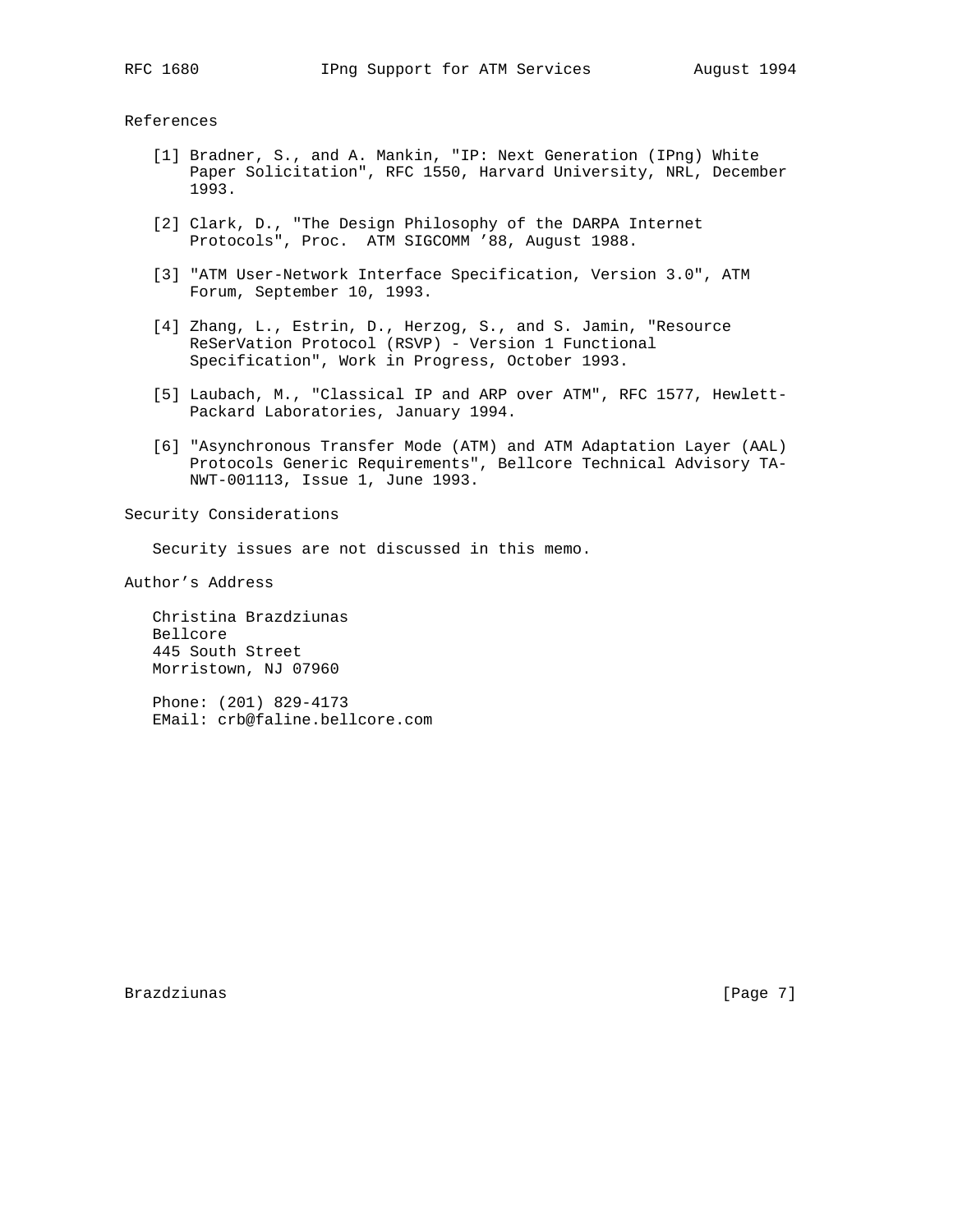## References

[1] Bradner, S., and A. Mankin, "IP: Next Generation (IPng) White Paper Solicitation", RFC 1550, Harvard University, NRL, December 1993.

[2] Clark, D., "The Design Philosophy of the DARPA Internet Protocols", Proc. ATM SIGCOMM '88, August 1988.

[3] "ATM User-Network Interface Specification, Version 3.0", ATM Forum, September 10, 1993.

[4] Zhang, L., Estrin, D., Herzog, S., and S. Jamin, "Resource ReSerVation Protocol (RSVP) - Version 1 Functional Specification", Work in Progress, October 1993.

[5] Laubach, M., "Classical IP and ARP over ATM", RFC 1577, Hewlett-Packard Laboratories, January 1994.

[6] "Asynchronous Transfer Mode (ATM) and ATM Adaptation Layer (AAL) Protocols Generic Requirements", Bellcore Technical Advisory TA-NWT-001113, Issue 1, June 1993.

## Security Considerations

Security issues are not discussed in this memo.

## Author's Address

Christina Brazdziunas
Bellcore
445 South Street
Morristown, NJ 07960

Phone: (201) 829-4173
EMail: crb@faline.bellcore.com